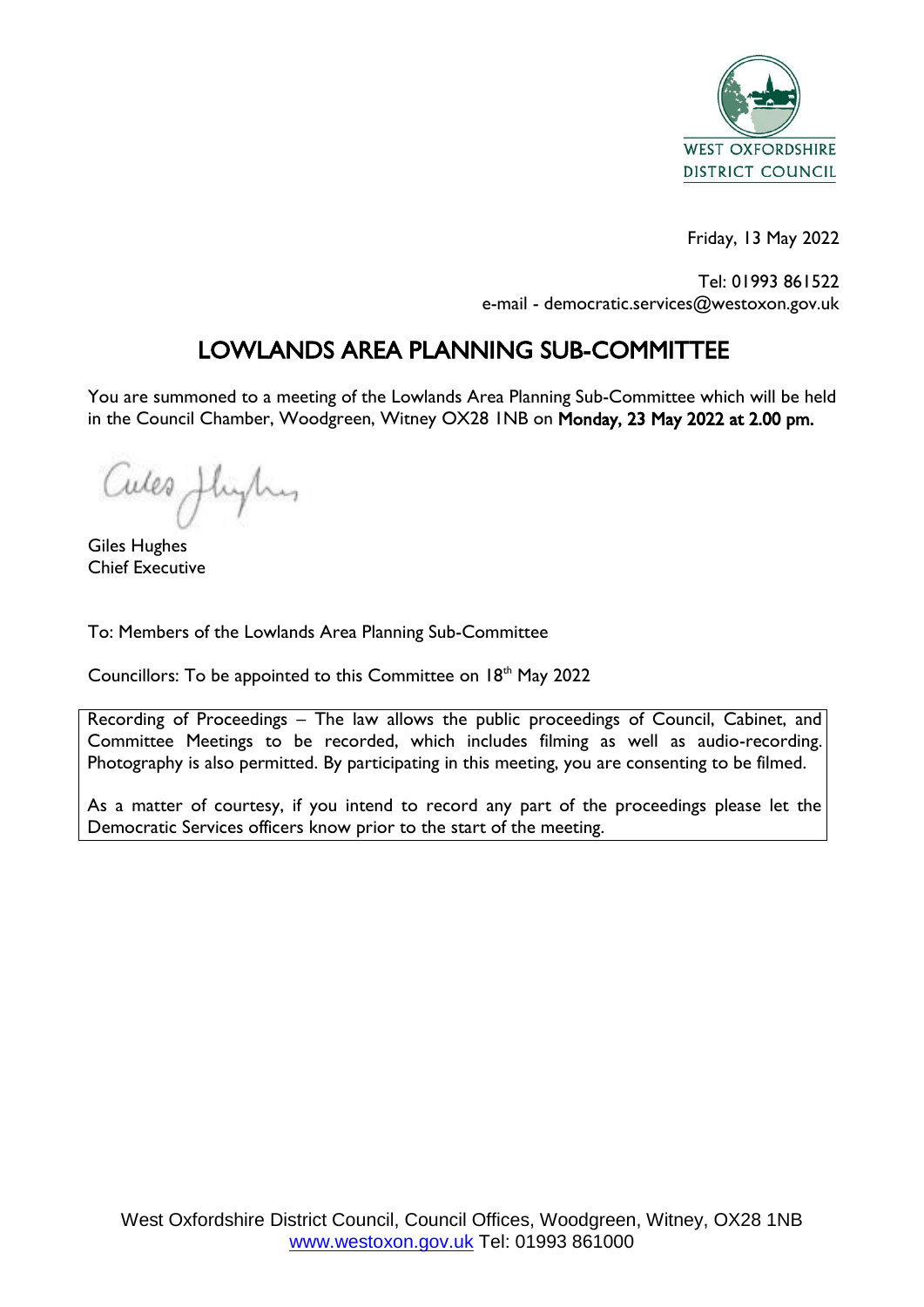WEST OXFORDSHIRE
DISTRICT COUNCIL

Friday, 13 May 2022

Tel: 01993 861522
e-mail - democratic.services@westoxon.gov.uk

# LOWLANDS AREA PLANNING SUB-COMMITTEE

You are summoned to a meeting of the Lowlands Area Planning Sub-Committee which will be held in the Council Chamber, Woodgreen, Witney OX28 1NB on **Monday, 23 May 2022 at 2.00 pm.**

Giles Hughes
Chief Executive

To: Members of the Lowlands Area Planning Sub-Committee

Councillors: To be appointed to this Committee on 18th May 2022

Recording of Proceedings – The law allows the public proceedings of Council, Cabinet, and Committee Meetings to be recorded, which includes filming as well as audio-recording. Photography is also permitted. By participating in this meeting, you are consenting to be filmed.

As a matter of courtesy, if you intend to record any part of the proceedings please let the Democratic Services officers know prior to the start of the meeting.

West Oxfordshire District Council, Council Offices, Woodgreen, Witney, OX28 1NB
www.westoxon.gov.uk Tel: 01993 861000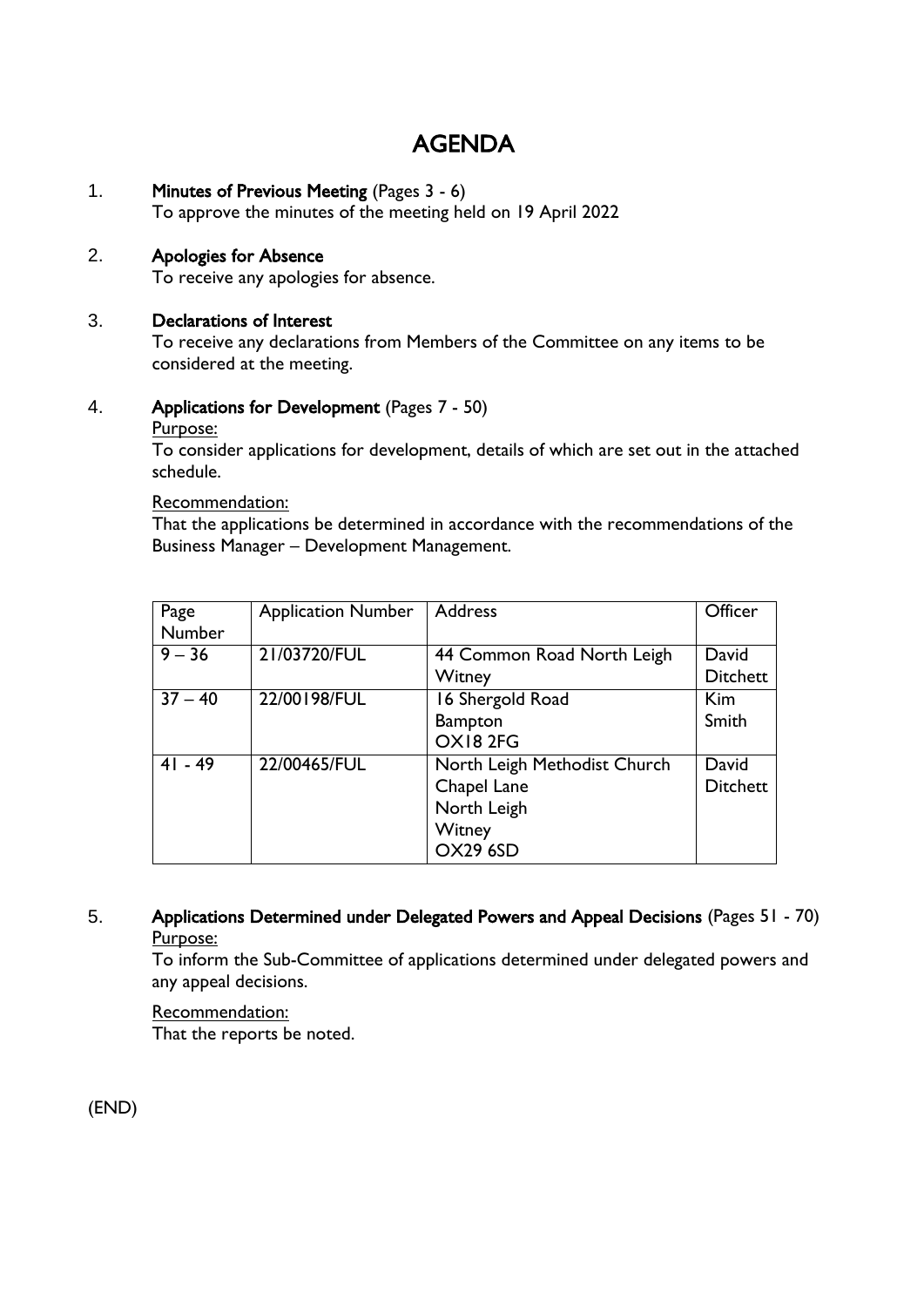# AGENDA

1. **Minutes of Previous Meeting** (Pages 3 - 6)
   To approve the minutes of the meeting held on 19 April 2022

2. **Apologies for Absence**
   To receive any apologies for absence.

3. **Declarations of Interest**
   To receive any declarations from Members of the Committee on any items to be considered at the meeting.

4. **Applications for Development** (Pages 7 - 50)
   Purpose:
   To consider applications for development, details of which are set out in the attached schedule.

   Recommendation:
   That the applications be determined in accordance with the recommendations of the Business Manager – Development Management.

| Page Number | Application Number | Address | Officer |
|---|---|---|---|
| 9 – 36 | 21/03720/FUL | 44 Common Road North Leigh Witney | David Ditchett |
| 37 – 40 | 22/00198/FUL | 16 Shergold Road Bampton OX18 2FG | Kim Smith |
| 41 - 49 | 22/00465/FUL | North Leigh Methodist Church Chapel Lane North Leigh Witney OX29 6SD | David Ditchett |

5. **Applications Determined under Delegated Powers and Appeal Decisions** (Pages 51 - 70)
   Purpose:
   To inform the Sub-Committee of applications determined under delegated powers and any appeal decisions.

   Recommendation:
   That the reports be noted.

(END)